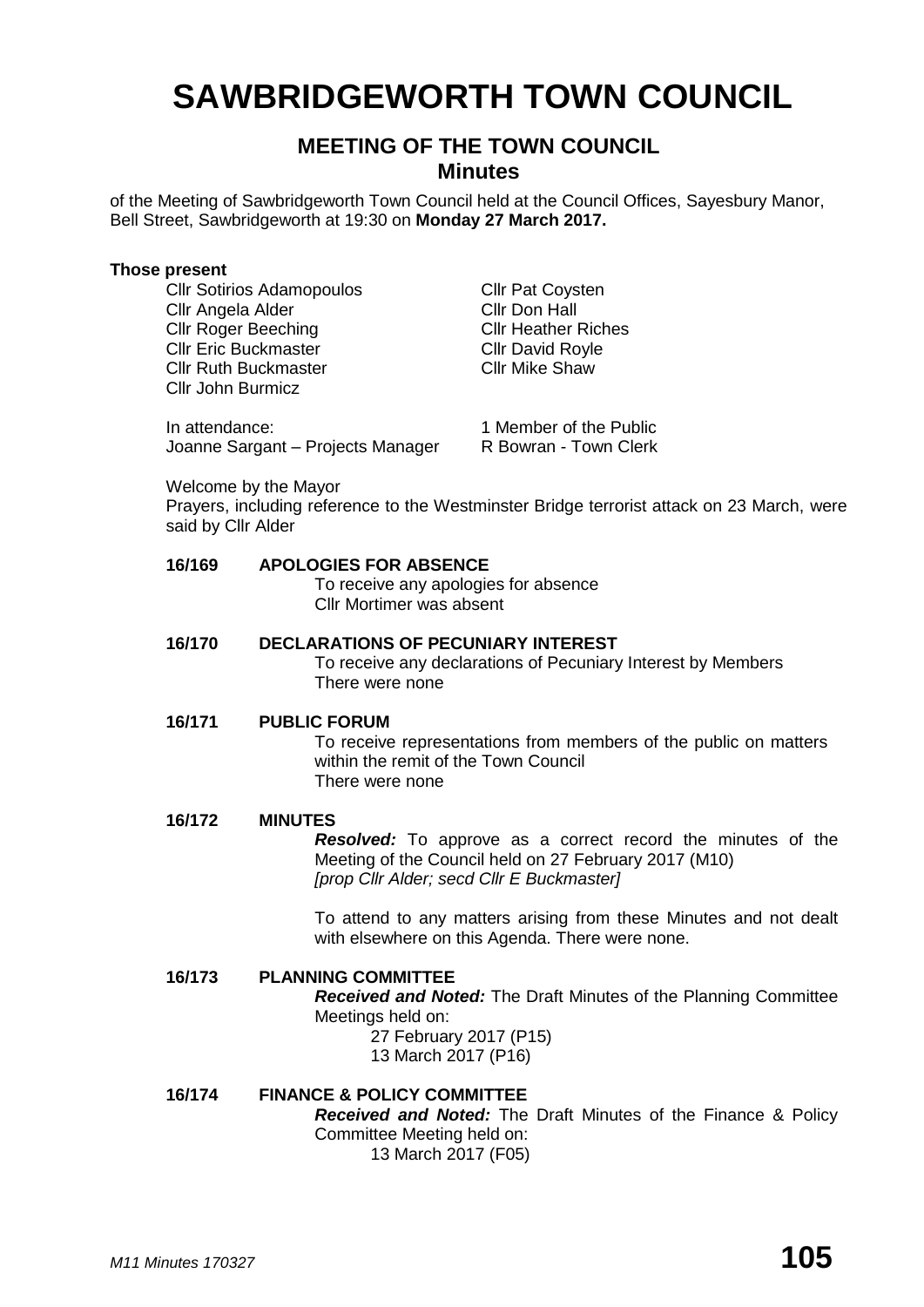# SAWBRIDGEWORTH TOWN COUNCIL

## MEETING OF THE TOWN COUNCIL
### Minutes

of the Meeting of Sawbridgeworth Town Council held at the Council Offices, Sayesbury Manor, Bell Street, Sawbridgeworth at 19:30 on **Monday 27 March 2017.**

**Those present**

Cllr Sotirios Adamopoulos
Cllr Angela Alder
Cllr Roger Beeching
Cllr Eric Buckmaster
Cllr Ruth Buckmaster
Cllr John Burmicz
Cllr Pat Coysten
Cllr Don Hall
Cllr Heather Riches
Cllr David Royle
Cllr Mike Shaw

In attendance:
Joanne Sargant – Projects Manager
1 Member of the Public
R Bowran - Town Clerk

Welcome by the Mayor

Prayers, including reference to the Westminster Bridge terrorist attack on 23 March, were said by Cllr Alder

**16/169 APOLOGIES FOR ABSENCE**

To receive any apologies for absence
Cllr Mortimer was absent

**16/170 DECLARATIONS OF PECUNIARY INTEREST**

To receive any declarations of Pecuniary Interest by Members
There were none

**16/171 PUBLIC FORUM**

To receive representations from members of the public on matters within the remit of the Town Council
There were none

**16/172 MINUTES**

***Resolved:*** To approve as a correct record the minutes of the Meeting of the Council held on 27 February 2017 (M10)
*[prop Cllr Alder; secd Cllr E Buckmaster]*

To attend to any matters arising from these Minutes and not dealt with elsewhere on this Agenda. There were none.

**16/173 PLANNING COMMITTEE**

***Received and Noted:*** The Draft Minutes of the Planning Committee Meetings held on:
27 February 2017 (P15)
13 March 2017 (P16)

**16/174 FINANCE & POLICY COMMITTEE**

***Received and Noted:*** The Draft Minutes of the Finance & Policy Committee Meeting held on:
13 March 2017 (F05)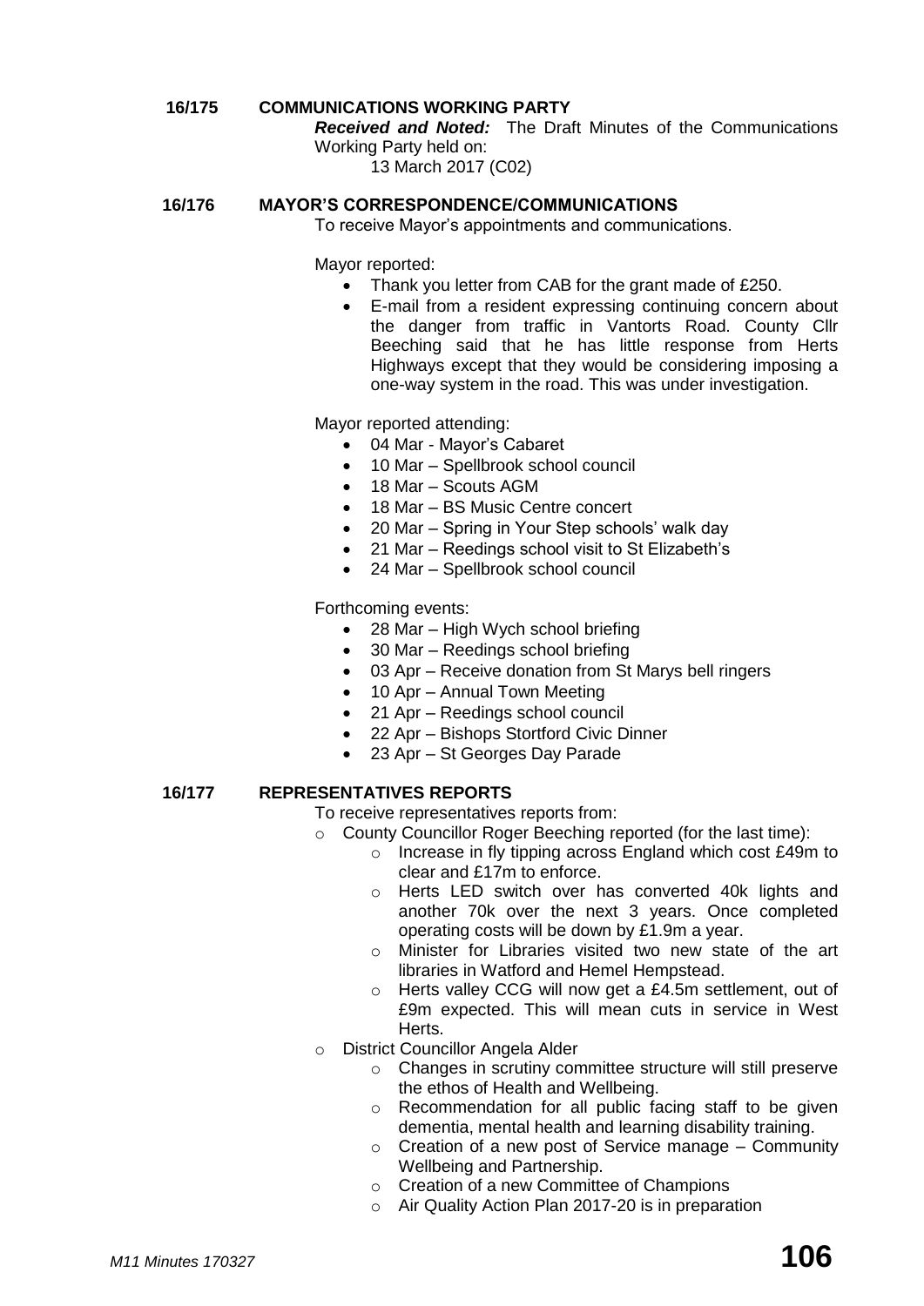**16/175 COMMUNICATIONS WORKING PARTY**

***Received and Noted:*** The Draft Minutes of the Communications Working Party held on:

13 March 2017 (C02)

**16/176 MAYOR'S CORRESPONDENCE/COMMUNICATIONS**

To receive Mayor's appointments and communications.

Mayor reported:

- Thank you letter from CAB for the grant made of £250.
- E-mail from a resident expressing continuing concern about the danger from traffic in Vantorts Road. County Cllr Beeching said that he has little response from Herts Highways except that they would be considering imposing a one-way system in the road. This was under investigation.

Mayor reported attending:

- 04 Mar - Mayor's Cabaret
- 10 Mar – Spellbrook school council
- 18 Mar – Scouts AGM
- 18 Mar – BS Music Centre concert
- 20 Mar – Spring in Your Step schools' walk day
- 21 Mar – Reedings school visit to St Elizabeth's
- 24 Mar – Spellbrook school council

Forthcoming events:

- 28 Mar – High Wych school briefing
- 30 Mar – Reedings school briefing
- 03 Apr – Receive donation from St Marys bell ringers
- 10 Apr – Annual Town Meeting
- 21 Apr – Reedings school council
- 22 Apr – Bishops Stortford Civic Dinner
- 23 Apr – St Georges Day Parade

**16/177 REPRESENTATIVES REPORTS**

To receive representatives reports from:

- County Councillor Roger Beeching reported (for the last time):
  - Increase in fly tipping across England which cost £49m to clear and £17m to enforce.
  - Herts LED switch over has converted 40k lights and another 70k over the next 3 years. Once completed operating costs will be down by £1.9m a year.
  - Minister for Libraries visited two new state of the art libraries in Watford and Hemel Hempstead.
  - Herts valley CCG will now get a £4.5m settlement, out of £9m expected. This will mean cuts in service in West Herts.
- District Councillor Angela Alder
  - Changes in scrutiny committee structure will still preserve the ethos of Health and Wellbeing.
  - Recommendation for all public facing staff to be given dementia, mental health and learning disability training.
  - Creation of a new post of Service manage – Community Wellbeing and Partnership.
  - Creation of a new Committee of Champions
  - Air Quality Action Plan 2017-20 is in preparation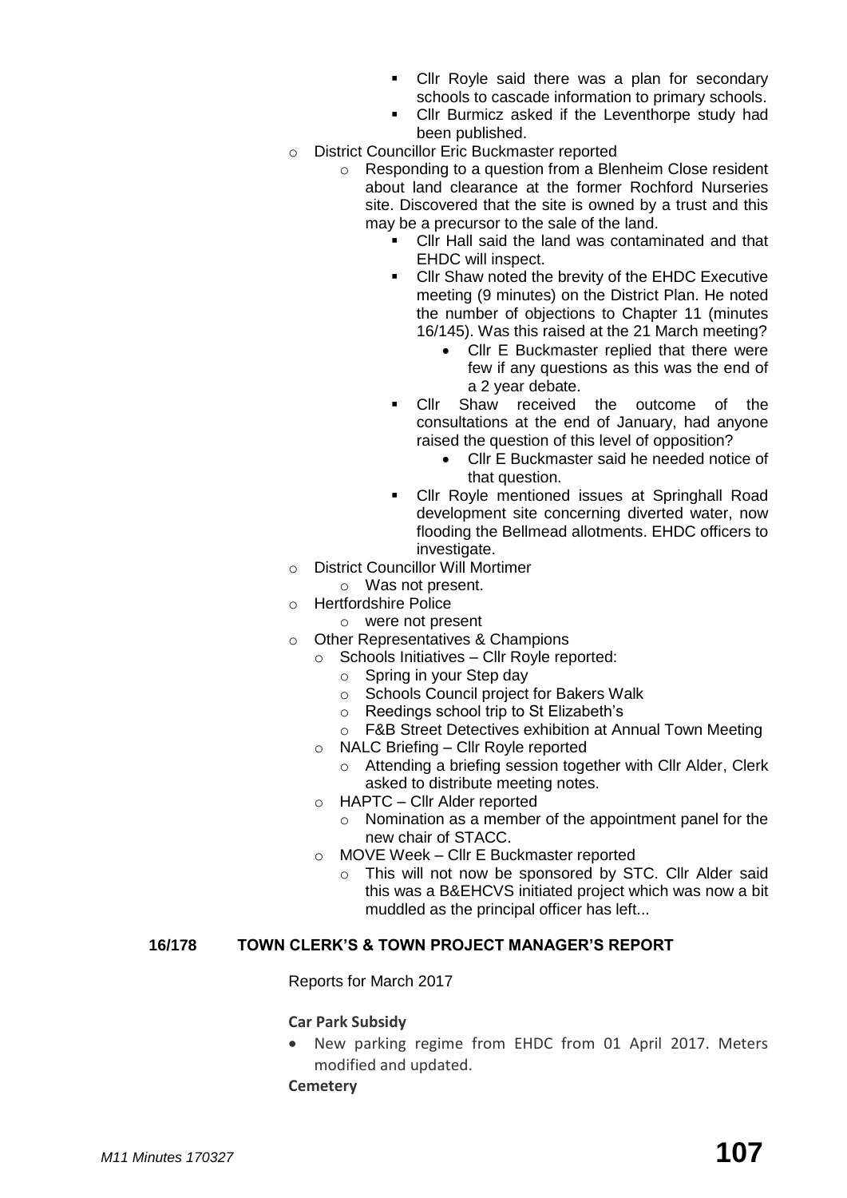- Cllr Royle said there was a plan for secondary schools to cascade information to primary schools.
- Cllr Burmicz asked if the Leventhorpe study had been published.

- District Councillor Eric Buckmaster reported
  - Responding to a question from a Blenheim Close resident about land clearance at the former Rochford Nurseries site. Discovered that the site is owned by a trust and this may be a precursor to the sale of the land.
    - Cllr Hall said the land was contaminated and that EHDC will inspect.
    - Cllr Shaw noted the brevity of the EHDC Executive meeting (9 minutes) on the District Plan. He noted the number of objections to Chapter 11 (minutes 16/145). Was this raised at the 21 March meeting?
      - Cllr E Buckmaster replied that there were few if any questions as this was the end of a 2 year debate.
    - Cllr Shaw received the outcome of the consultations at the end of January, had anyone raised the question of this level of opposition?
      - Cllr E Buckmaster said he needed notice of that question.
    - Cllr Royle mentioned issues at Springhall Road development site concerning diverted water, now flooding the Bellmead allotments. EHDC officers to investigate.
- District Councillor Will Mortimer
  - Was not present.
- Hertfordshire Police
  - were not present
- Other Representatives & Champions
  - Schools Initiatives – Cllr Royle reported:
    - Spring in your Step day
    - Schools Council project for Bakers Walk
    - Reedings school trip to St Elizabeth's
    - F&B Street Detectives exhibition at Annual Town Meeting
  - NALC Briefing – Cllr Royle reported
    - Attending a briefing session together with Cllr Alder, Clerk asked to distribute meeting notes.
  - HAPTC – Cllr Alder reported
    - Nomination as a member of the appointment panel for the new chair of STACC.
  - MOVE Week – Cllr E Buckmaster reported
    - This will not now be sponsored by STC. Cllr Alder said this was a B&EHCVS initiated project which was now a bit muddled as the principal officer has left...

**16/178 TOWN CLERK'S & TOWN PROJECT MANAGER'S REPORT**

Reports for March 2017

**Car Park Subsidy**

- New parking regime from EHDC from 01 April 2017. Meters modified and updated.

**Cemetery**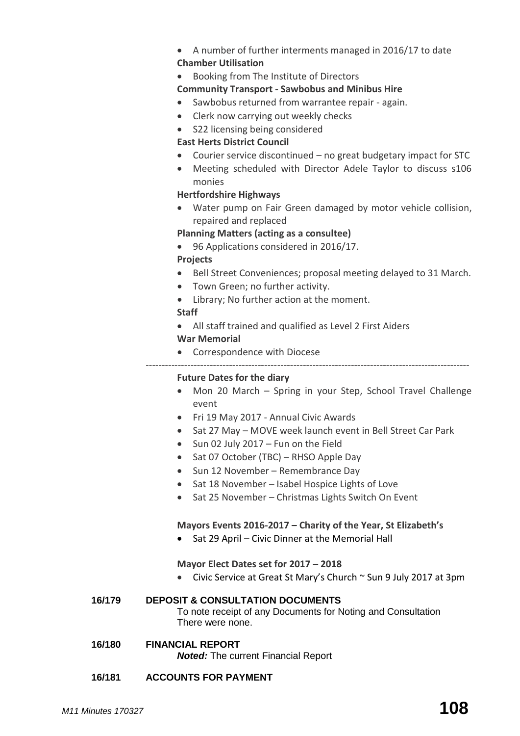- A number of further interments managed in 2016/17 to date

**Chamber Utilisation**

- Booking from The Institute of Directors

**Community Transport - Sawbobus and Minibus Hire**

- Sawbobus returned from warrantee repair - again.
- Clerk now carrying out weekly checks
- S22 licensing being considered

**East Herts District Council**

- Courier service discontinued – no great budgetary impact for STC
- Meeting scheduled with Director Adele Taylor to discuss s106 monies

**Hertfordshire Highways**

- Water pump on Fair Green damaged by motor vehicle collision, repaired and replaced

**Planning Matters (acting as a consultee)**

- 96 Applications considered in 2016/17.

**Projects**

- Bell Street Conveniences; proposal meeting delayed to 31 March.
- Town Green; no further activity.
- Library; No further action at the moment.

**Staff**

- All staff trained and qualified as Level 2 First Aiders

**War Memorial**

- Correspondence with Diocese

---

**Future Dates for the diary**

- Mon 20 March – Spring in your Step, School Travel Challenge event
- Fri 19 May 2017 - Annual Civic Awards
- Sat 27 May – MOVE week launch event in Bell Street Car Park
- Sun 02 July 2017 – Fun on the Field
- Sat 07 October (TBC) – RHSO Apple Day
- Sun 12 November – Remembrance Day
- Sat 18 November – Isabel Hospice Lights of Love
- Sat 25 November – Christmas Lights Switch On Event

**Mayors Events 2016-2017 – Charity of the Year, St Elizabeth's**

- Sat 29 April – Civic Dinner at the Memorial Hall

**Mayor Elect Dates set for 2017 – 2018**

- Civic Service at Great St Mary's Church ~ Sun 9 July 2017 at 3pm

**16/179 DEPOSIT & CONSULTATION DOCUMENTS**

To note receipt of any Documents for Noting and Consultation
There were none.

**16/180 FINANCIAL REPORT**

***Noted:*** The current Financial Report

**16/181 ACCOUNTS FOR PAYMENT**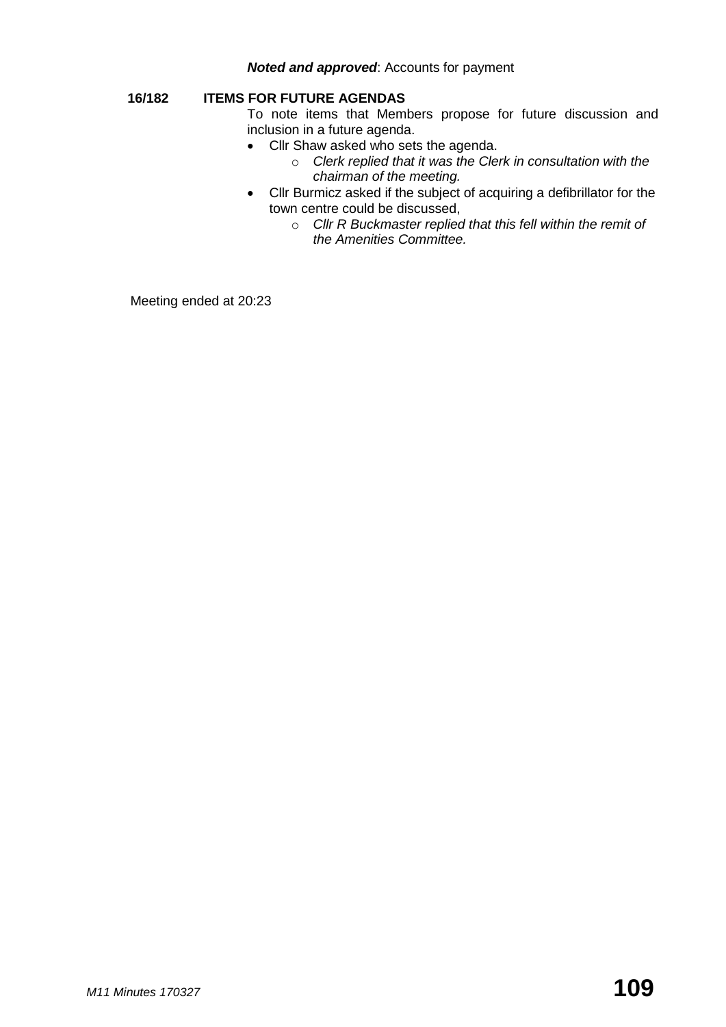***Noted and approved***: Accounts for payment

**16/182 ITEMS FOR FUTURE AGENDAS**

To note items that Members propose for future discussion and inclusion in a future agenda.

- Cllr Shaw asked who sets the agenda.
  - *Clerk replied that it was the Clerk in consultation with the chairman of the meeting.*
- Cllr Burmicz asked if the subject of acquiring a defibrillator for the town centre could be discussed,
  - *Cllr R Buckmaster replied that this fell within the remit of the Amenities Committee.*

Meeting ended at 20:23